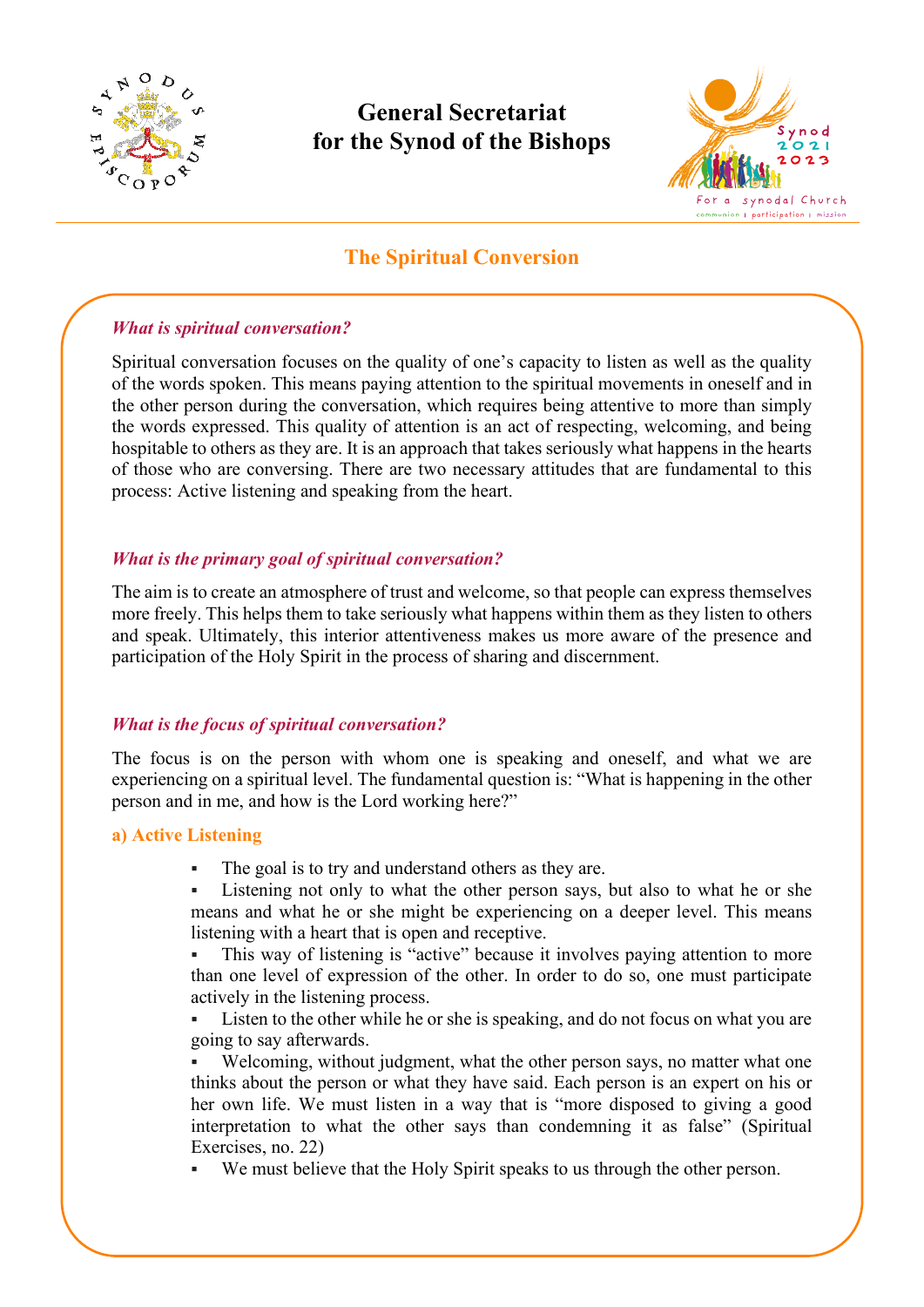# General Secretariat for the Synod of the Bishops

## The Spiritual Conversion

### *What is spiritual conversation?*

Spiritual conversation focuses on the quality of one's capacity to listen as well as the quality of the words spoken. This means paying attention to the spiritual movements in oneself and in the other person during the conversation, which requires being attentive to more than simply the words expressed. This quality of attention is an act of respecting, welcoming, and being hospitable to others as they are. It is an approach that takes seriously what happens in the hearts of those who are conversing. There are two necessary attitudes that are fundamental to this process: Active listening and speaking from the heart.

### *What is the primary goal of spiritual conversation?*

The aim is to create an atmosphere of trust and welcome, so that people can express themselves more freely. This helps them to take seriously what happens within them as they listen to others and speak. Ultimately, this interior attentiveness makes us more aware of the presence and participation of the Holy Spirit in the process of sharing and discernment.

### *What is the focus of spiritual conversation?*

The focus is on the person with whom one is speaking and oneself, and what we are experiencing on a spiritual level. The fundamental question is: "What is happening in the other person and in me, and how is the Lord working here?"

#### a) Active Listening

- The goal is to try and understand others as they are.
- Listening not only to what the other person says, but also to what he or she means and what he or she might be experiencing on a deeper level. This means listening with a heart that is open and receptive.
- This way of listening is "active" because it involves paying attention to more than one level of expression of the other. In order to do so, one must participate actively in the listening process.
- Listen to the other while he or she is speaking, and do not focus on what you are going to say afterwards.
- Welcoming, without judgment, what the other person says, no matter what one thinks about the person or what they have said. Each person is an expert on his or her own life. We must listen in a way that is "more disposed to giving a good interpretation to what the other says than condemning it as false" (Spiritual Exercises, no. 22)
- We must believe that the Holy Spirit speaks to us through the other person.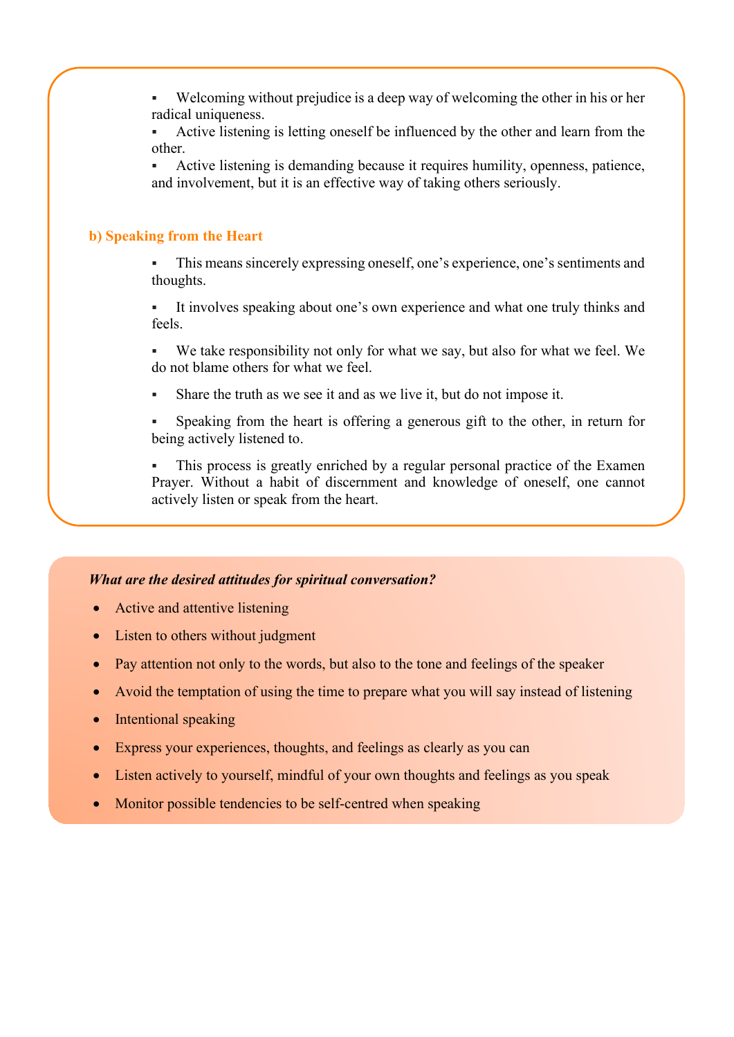- Welcoming without prejudice is a deep way of welcoming the other in his or her radical uniqueness.
- Active listening is letting oneself be influenced by the other and learn from the other.
- Active listening is demanding because it requires humility, openness, patience, and involvement, but it is an effective way of taking others seriously.

### b) Speaking from the Heart

- This means sincerely expressing oneself, one's experience, one's sentiments and thoughts.
- It involves speaking about one's own experience and what one truly thinks and feels.
- We take responsibility not only for what we say, but also for what we feel. We do not blame others for what we feel.
- Share the truth as we see it and as we live it, but do not impose it.
- Speaking from the heart is offering a generous gift to the other, in return for being actively listened to.
- This process is greatly enriched by a regular personal practice of the Examen Prayer. Without a habit of discernment and knowledge of oneself, one cannot actively listen or speak from the heart.

***What are the desired attitudes for spiritual conversation?***

- Active and attentive listening
- Listen to others without judgment
- Pay attention not only to the words, but also to the tone and feelings of the speaker
- Avoid the temptation of using the time to prepare what you will say instead of listening
- Intentional speaking
- Express your experiences, thoughts, and feelings as clearly as you can
- Listen actively to yourself, mindful of your own thoughts and feelings as you speak
- Monitor possible tendencies to be self-centred when speaking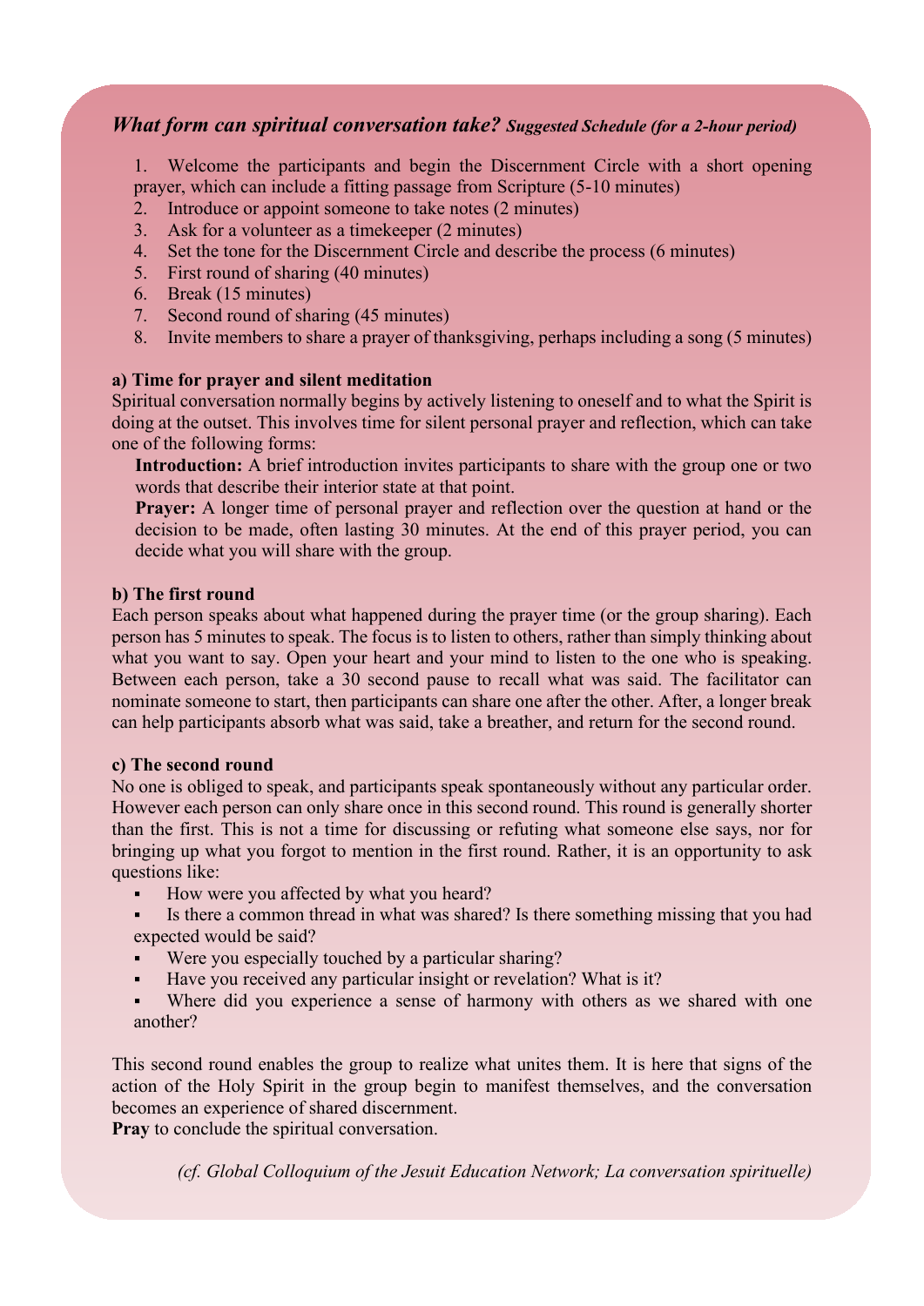## *What form can spiritual conversation take?* ***Suggested Schedule (for a 2-hour period)***

1. Welcome the participants and begin the Discernment Circle with a short opening prayer, which can include a fitting passage from Scripture (5-10 minutes)
2. Introduce or appoint someone to take notes (2 minutes)
3. Ask for a volunteer as a timekeeper (2 minutes)
4. Set the tone for the Discernment Circle and describe the process (6 minutes)
5. First round of sharing (40 minutes)
6. Break (15 minutes)
7. Second round of sharing (45 minutes)
8. Invite members to share a prayer of thanksgiving, perhaps including a song (5 minutes)

**a) Time for prayer and silent meditation**

Spiritual conversation normally begins by actively listening to oneself and to what the Spirit is doing at the outset. This involves time for silent personal prayer and reflection, which can take one of the following forms:

**Introduction:** A brief introduction invites participants to share with the group one or two words that describe their interior state at that point.

**Prayer:** A longer time of personal prayer and reflection over the question at hand or the decision to be made, often lasting 30 minutes. At the end of this prayer period, you can decide what you will share with the group.

**b) The first round**

Each person speaks about what happened during the prayer time (or the group sharing). Each person has 5 minutes to speak. The focus is to listen to others, rather than simply thinking about what you want to say. Open your heart and your mind to listen to the one who is speaking. Between each person, take a 30 second pause to recall what was said. The facilitator can nominate someone to start, then participants can share one after the other. After, a longer break can help participants absorb what was said, take a breather, and return for the second round.

**c) The second round**

No one is obliged to speak, and participants speak spontaneously without any particular order. However each person can only share once in this second round. This round is generally shorter than the first. This is not a time for discussing or refuting what someone else says, nor for bringing up what you forgot to mention in the first round. Rather, it is an opportunity to ask questions like:

- How were you affected by what you heard?
- Is there a common thread in what was shared? Is there something missing that you had expected would be said?
- Were you especially touched by a particular sharing?
- Have you received any particular insight or revelation? What is it?
- Where did you experience a sense of harmony with others as we shared with one another?

This second round enables the group to realize what unites them. It is here that signs of the action of the Holy Spirit in the group begin to manifest themselves, and the conversation becomes an experience of shared discernment.

**Pray** to conclude the spiritual conversation.

*(cf. Global Colloquium of the Jesuit Education Network; La conversation spirituelle)*